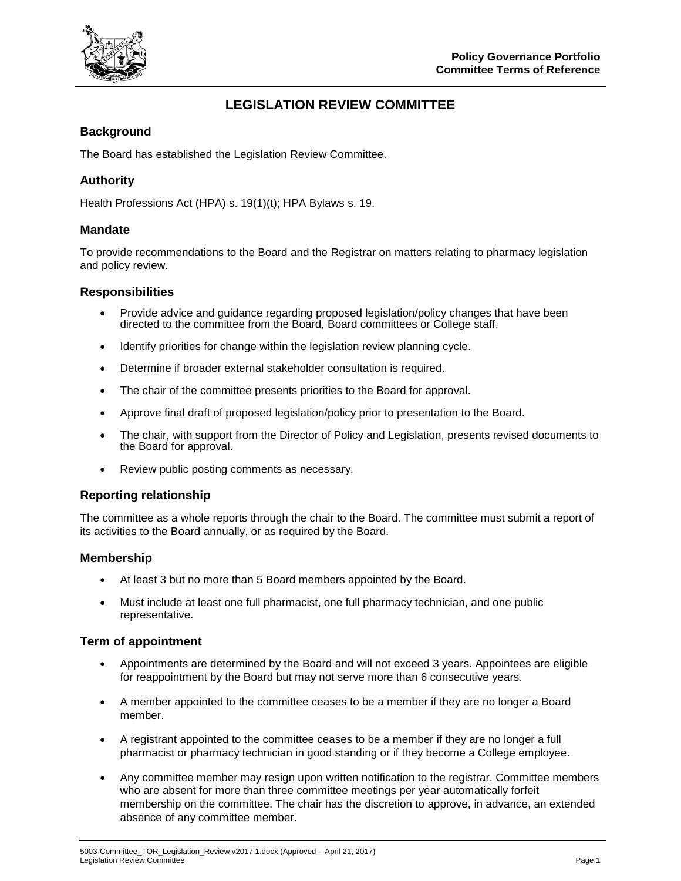# LEGISLATION REVIEW COMMITTEE

## Background

The Board has established the Legislation Review Committee.

## Authority

Health Professions Act (HPA) s. 19(1)(t); HPA Bylaws s. 19.

## Mandate

To provide recommendations to the Board and the Registrar on matters relating to pharmacy legislation and policy review.

## Responsibilities

- Provide advice and guidance regarding proposed legislation/policy changes that have been directed to the committee from the Board, Board committees or College staff.
- Identify priorities for change within the legislation review planning cycle.
- Determine if broader external stakeholder consultation is required.
- The chair of the committee presents priorities to the Board for approval.
- Approve final draft of proposed legislation/policy prior to presentation to the Board.
- The chair, with support from the Director of Policy and Legislation, presents revised documents to the Board for approval.
- Review public posting comments as necessary.

## Reporting relationship

The committee as a whole reports through the chair to the Board. The committee must submit a report of its activities to the Board annually, or as required by the Board.

## Membership

- At least 3 but no more than 5 Board members appointed by the Board.
- Must include at least one full pharmacist, one full pharmacy technician, and one public representative.

## Term of appointment

- Appointments are determined by the Board and will not exceed 3 years. Appointees are eligible for reappointment by the Board but may not serve more than 6 consecutive years.
- A member appointed to the committee ceases to be a member if they are no longer a Board member.
- A registrant appointed to the committee ceases to be a member if they are no longer a full pharmacist or pharmacy technician in good standing or if they become a College employee.
- Any committee member may resign upon written notification to the registrar. Committee members who are absent for more than three committee meetings per year automatically forfeit membership on the committee. The chair has the discretion to approve, in advance, an extended absence of any committee member.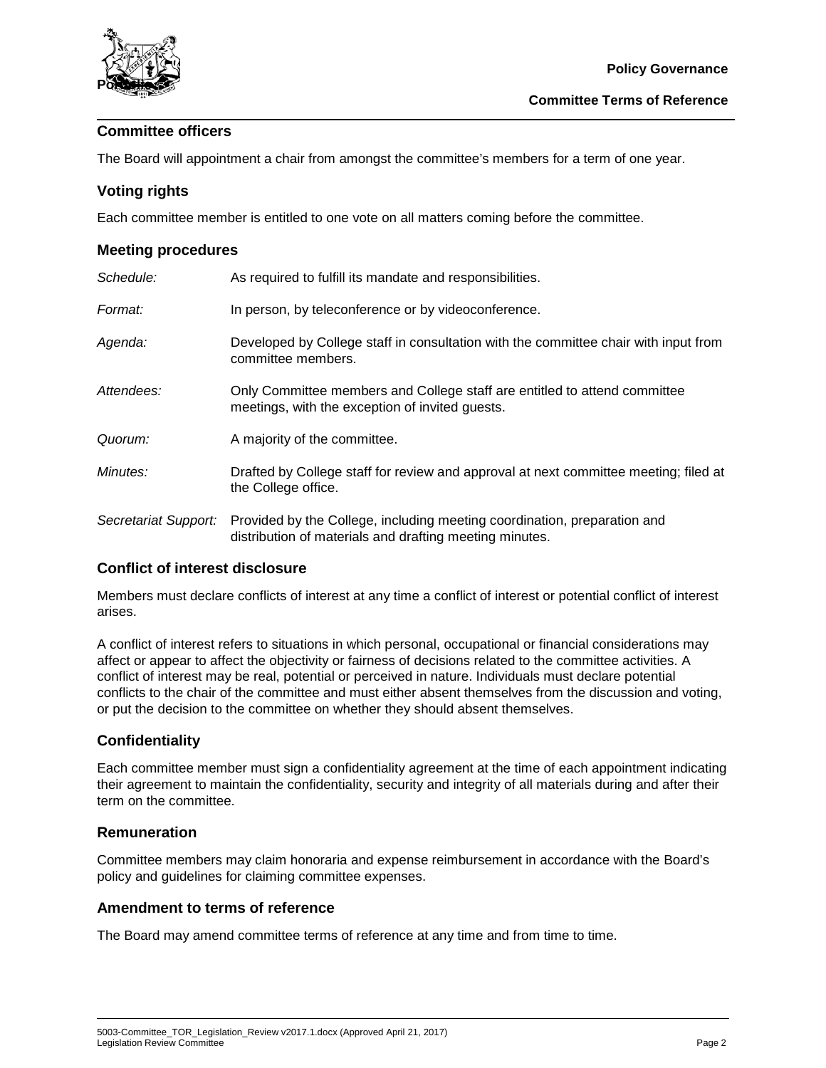## Committee officers

The Board will appointment a chair from amongst the committee's members for a term of one year.

## Voting rights

Each committee member is entitled to one vote on all matters coming before the committee.

## Meeting procedures

| | |
|---|---|
| *Schedule:* | As required to fulfill its mandate and responsibilities. |
| *Format:* | In person, by teleconference or by videoconference. |
| *Agenda:* | Developed by College staff in consultation with the committee chair with input from committee members. |
| *Attendees:* | Only Committee members and College staff are entitled to attend committee meetings, with the exception of invited guests. |
| *Quorum:* | A majority of the committee. |
| *Minutes:* | Drafted by College staff for review and approval at next committee meeting; filed at the College office. |
| *Secretariat Support:* | Provided by the College, including meeting coordination, preparation and distribution of materials and drafting meeting minutes. |

## Conflict of interest disclosure

Members must declare conflicts of interest at any time a conflict of interest or potential conflict of interest arises.

A conflict of interest refers to situations in which personal, occupational or financial considerations may affect or appear to affect the objectivity or fairness of decisions related to the committee activities. A conflict of interest may be real, potential or perceived in nature. Individuals must declare potential conflicts to the chair of the committee and must either absent themselves from the discussion and voting, or put the decision to the committee on whether they should absent themselves.

## Confidentiality

Each committee member must sign a confidentiality agreement at the time of each appointment indicating their agreement to maintain the confidentiality, security and integrity of all materials during and after their term on the committee.

## Remuneration

Committee members may claim honoraria and expense reimbursement in accordance with the Board's policy and guidelines for claiming committee expenses.

## Amendment to terms of reference

The Board may amend committee terms of reference at any time and from time to time.